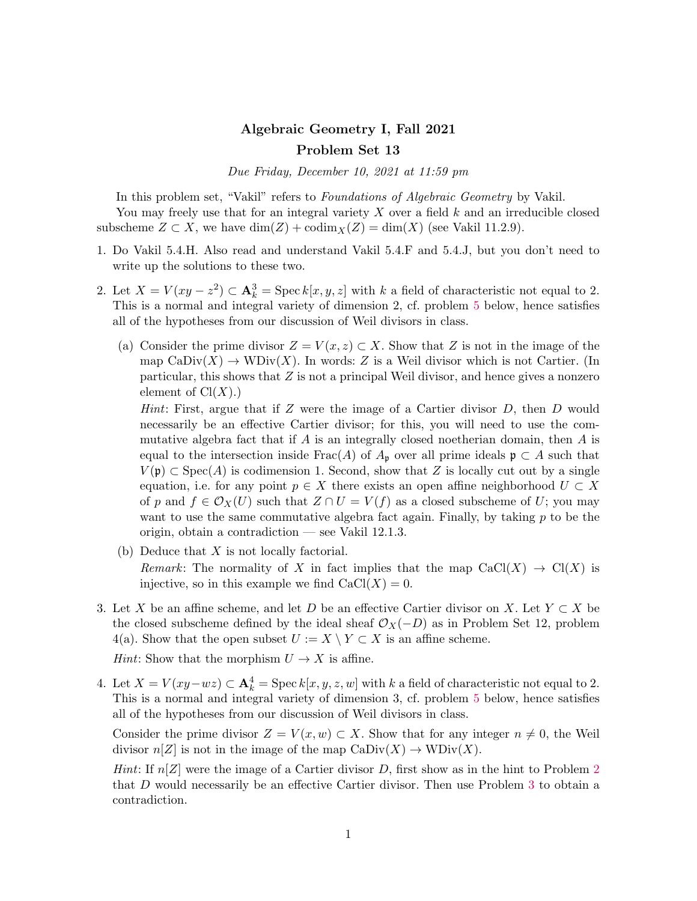# Algebraic Geometry I, Fall 2021

## Problem Set 13

*Due Friday, December 10, 2021 at 11:59 pm*

In this problem set, "Vakil" refers to *Foundations of Algebraic Geometry* by Vakil.

You may freely use that for an integral variety $X$ over a field $k$ and an irreducible closed subscheme $Z \subset X$, we have $\dim(Z) + \operatorname{codim}_X(Z) = \dim(X)$ (see Vakil 11.2.9).

1. Do Vakil 5.4.H. Also read and understand Vakil 5.4.F and 5.4.J, but you don't need to write up the solutions to these two.

2. Let $X = V(xy - z^2) \subset \mathbf{A}^3_k = \operatorname{Spec} k[x, y, z]$ with $k$ a field of characteristic not equal to 2. This is a normal and integral variety of dimension 2, cf. problem 5 below, hence satisfies all of the hypotheses from our discussion of Weil divisors in class.

   (a) Consider the prime divisor $Z = V(x, z) \subset X$. Show that $Z$ is not in the image of the map $\operatorname{CaDiv}(X) \to \operatorname{WDiv}(X)$. In words: $Z$ is a Weil divisor which is not Cartier. (In particular, this shows that $Z$ is not a principal Weil divisor, and hence gives a nonzero element of $\operatorname{Cl}(X)$.)

   *Hint*: First, argue that if $Z$ were the image of a Cartier divisor $D$, then $D$ would necessarily be an effective Cartier divisor; for this, you will need to use the commutative algebra fact that if $A$ is an integrally closed noetherian domain, then $A$ is equal to the intersection inside $\operatorname{Frac}(A)$ of $A_\mathfrak{p}$ over all prime ideals $\mathfrak{p} \subset A$ such that $V(\mathfrak{p}) \subset \operatorname{Spec}(A)$ is codimension 1. Second, show that $Z$ is locally cut out by a single equation, i.e. for any point $p \in X$ there exists an open affine neighborhood $U \subset X$ of $p$ and $f \in \mathcal{O}_X(U)$ such that $Z \cap U = V(f)$ as a closed subscheme of $U$; you may want to use the same commutative algebra fact again. Finally, by taking $p$ to be the origin, obtain a contradiction — see Vakil 12.1.3.

   (b) Deduce that $X$ is not locally factorial.

   *Remark*: The normality of $X$ in fact implies that the map $\operatorname{CaCl}(X) \to \operatorname{Cl}(X)$ is injective, so in this example we find $\operatorname{CaCl}(X) = 0$.

3. Let $X$ be an affine scheme, and let $D$ be an effective Cartier divisor on $X$. Let $Y \subset X$ be the closed subscheme defined by the ideal sheaf $\mathcal{O}_X(-D)$ as in Problem Set 12, problem 4(a). Show that the open subset $U := X \setminus Y \subset X$ is an affine scheme.

   *Hint*: Show that the morphism $U \to X$ is affine.

4. Let $X = V(xy - wz) \subset \mathbf{A}^4_k = \operatorname{Spec} k[x, y, z, w]$ with $k$ a field of characteristic not equal to 2. This is a normal and integral variety of dimension 3, cf. problem 5 below, hence satisfies all of the hypotheses from our discussion of Weil divisors in class.

   Consider the prime divisor $Z = V(x, w) \subset X$. Show that for any integer $n \neq 0$, the Weil divisor $n[Z]$ is not in the image of the map $\operatorname{CaDiv}(X) \to \operatorname{WDiv}(X)$.

   *Hint*: If $n[Z]$ were the image of a Cartier divisor $D$, first show as in the hint to Problem 2 that $D$ would necessarily be an effective Cartier divisor. Then use Problem 3 to obtain a contradiction.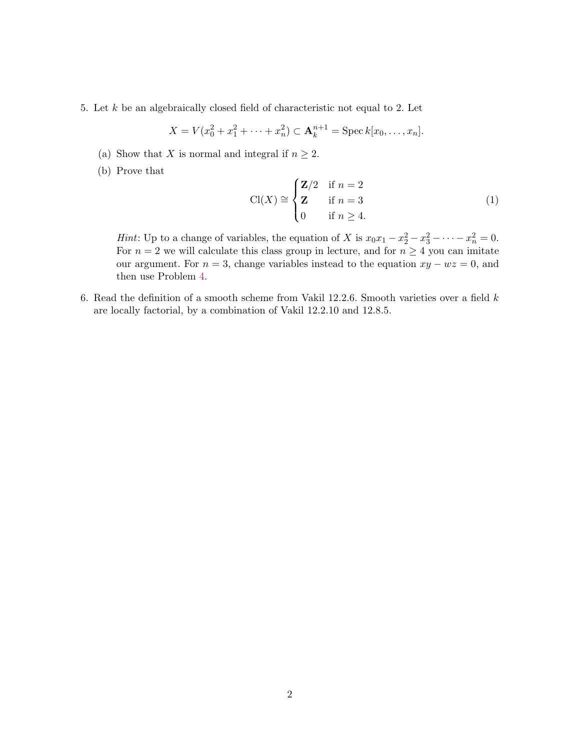5. Let $k$ be an algebraically closed field of characteristic not equal to 2. Let

$$X = V(x_0^2 + x_1^2 + \cdots + x_n^2) \subset \mathbf{A}_k^{n+1} = \operatorname{Spec} k[x_0, \ldots, x_n].$$

   (a) Show that $X$ is normal and integral if $n \geq 2$.

   (b) Prove that

$$\operatorname{Cl}(X) \cong \begin{cases} \mathbf{Z}/2 & \text{if } n = 2 \\ \mathbf{Z} & \text{if } n = 3 \\ 0 & \text{if } n \geq 4. \end{cases} \tag{1}$$

   *Hint*: Up to a change of variables, the equation of $X$ is $x_0 x_1 - x_2^2 - x_3^2 - \cdots - x_n^2 = 0$. For $n = 2$ we will calculate this class group in lecture, and for $n \geq 4$ you can imitate our argument. For $n = 3$, change variables instead to the equation $xy - wz = 0$, and then use Problem 4.

6. Read the definition of a smooth scheme from Vakil 12.2.6. Smooth varieties over a field $k$ are locally factorial, by a combination of Vakil 12.2.10 and 12.8.5.